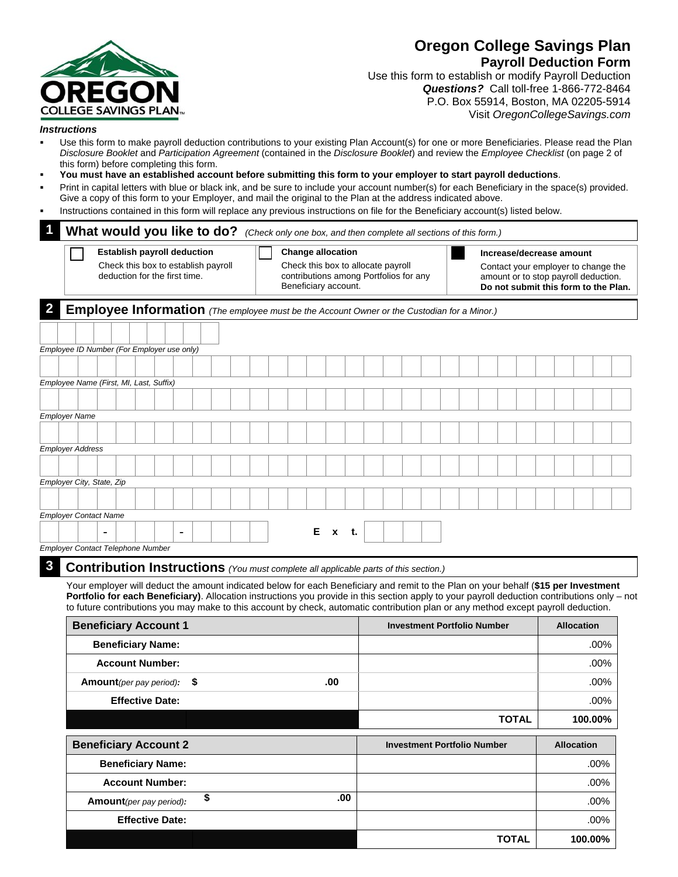# Oregon College Savings Plan

## Payroll Deduction Form

Use this form to establish or modify Payroll Deduction
***Questions?*** Call toll-free 1-866-772-8464
P.O. Box 55914, Boston, MA 02205-5914
Visit *OregonCollegeSavings.com*

*Instructions*

- Use this form to make payroll deduction contributions to your existing Plan Account(s) for one or more Beneficiaries. Please read the Plan *Disclosure Booklet* and *Participation Agreement* (contained in the *Disclosure Booklet*) and review the *Employee Checklist* (on page 2 of this form) before completing this form.
- **You must have an established account before submitting this form to your employer to start payroll deductions**.
- Print in capital letters with blue or black ink, and be sure to include your account number(s) for each Beneficiary in the space(s) provided. Give a copy of this form to your Employer, and mail the original to the Plan at the address indicated above.
- Instructions contained in this form will replace any previous instructions on file for the Beneficiary account(s) listed below.

## 1 What would you like to do? *(Check only one box, and then complete all sections of this form.)*

- ☐ **Establish payroll deduction**
  Check this box to establish payroll deduction for the first time.
- ☐ **Change allocation**
  Check this box to allocate payroll contributions among Portfolios for any Beneficiary account.
- ■ **Increase/decrease amount**
  Contact your employer to change the amount or to stop payroll deduction. **Do not submit this form to the Plan.**

## 2 Employee Information *(The employee must be the Account Owner or the Custodian for a Minor.)*

*Employee ID Number (For Employer use only)*

*Employee Name (First, MI, Last, Suffix)*

*Employer Name*

*Employer Address*

*Employer City, State, Zip*

*Employer Contact Name*

\_\_\_ - \_\_\_ - \_\_\_\_ Ext. \_\_\_\_

*Employer Contact Telephone Number*

## 3 Contribution Instructions *(You must complete all applicable parts of this section.)*

Your employer will deduct the amount indicated below for each Beneficiary and remit to the Plan on your behalf (**$15 per Investment Portfolio for each Beneficiary)**. Allocation instructions you provide in this section apply to your payroll deduction contributions only – not to future contributions you may make to this account by check, automatic contribution plan or any method except payroll deduction.

| Beneficiary Account 1 | | Investment Portfolio Number | Allocation |
|---|---|---|---|
| **Beneficiary Name:** | | | .00% |
| **Account Number:** | | | .00% |
| **Amount** *(per pay period):* | $ .00 | | .00% |
| **Effective Date:** | | | .00% |
| | | **TOTAL** | **100.00%** |

| Beneficiary Account 2 | | Investment Portfolio Number | Allocation |
|---|---|---|---|
| **Beneficiary Name:** | | | .00% |
| **Account Number:** | | | .00% |
| **Amount** *(per pay period):* | $ .00 | | .00% |
| **Effective Date:** | | | .00% |
| | | **TOTAL** | **100.00%** |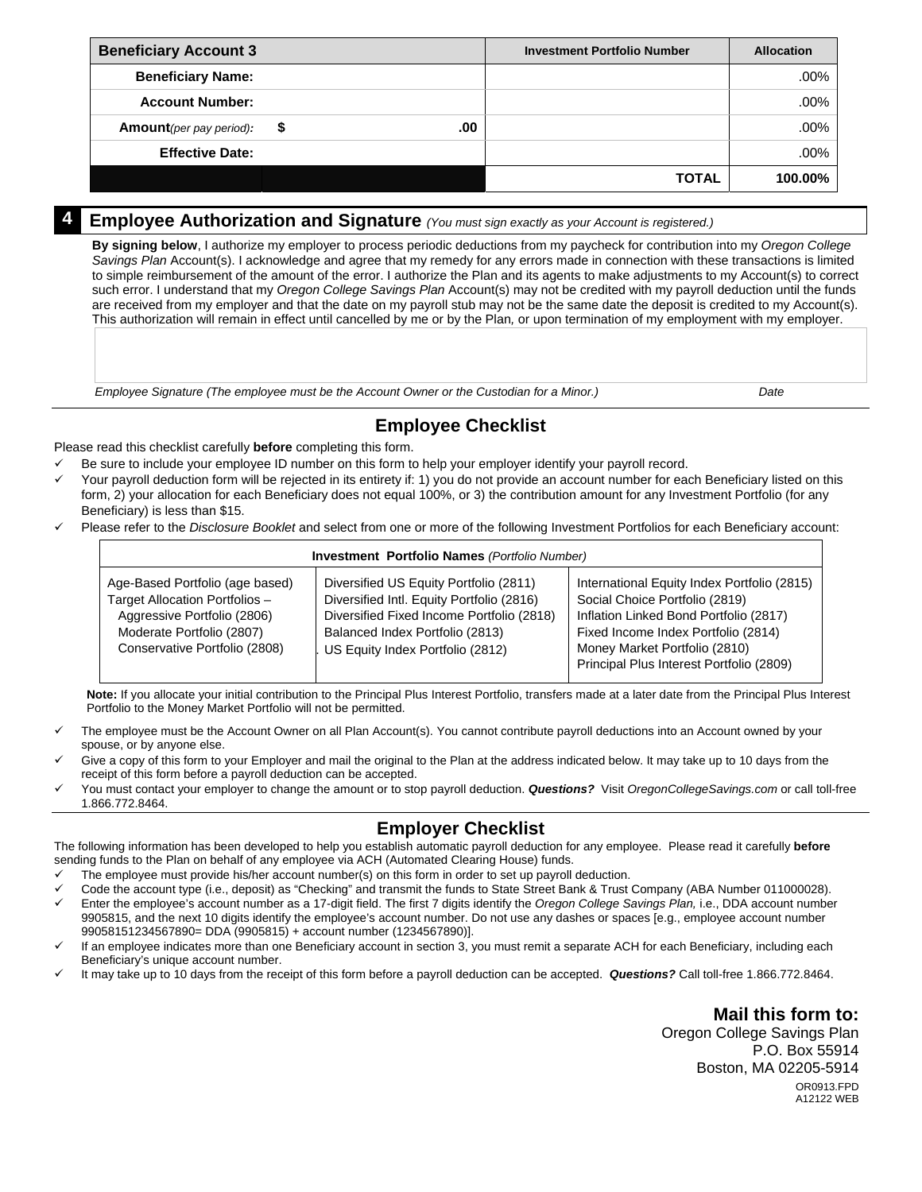| Beneficiary Account 3 | | Investment Portfolio Number | Allocation |
|---|---|---|---|
| **Beneficiary Name:** | | | .00% |
| **Account Number:** | | | .00% |
| **Amount** *(per pay period)*: | $ .00 | | .00% |
| **Effective Date:** | | | .00% |
| | | **TOTAL** | **100.00%** |

## 4 Employee Authorization and Signature *(You must sign exactly as your Account is registered.)*

**By signing below**, I authorize my employer to process periodic deductions from my paycheck for contribution into my *Oregon College Savings Plan* Account(s). I acknowledge and agree that my remedy for any errors made in connection with these transactions is limited to simple reimbursement of the amount of the error. I authorize the Plan and its agents to make adjustments to my Account(s) to correct such error. I understand that my *Oregon College Savings Plan* Account(s) may not be credited with my payroll deduction until the funds are received from my employer and that the date on my payroll stub may not be the same date the deposit is credited to my Account(s). This authorization will remain in effect until cancelled by me or by the Plan, or upon termination of my employment with my employer.

*Employee Signature (The employee must be the Account Owner or the Custodian for a Minor.)* *Date*

## Employee Checklist

Please read this checklist carefully **before** completing this form.

- ✓ Be sure to include your employee ID number on this form to help your employer identify your payroll record.
- ✓ Your payroll deduction form will be rejected in its entirety if: 1) you do not provide an account number for each Beneficiary listed on this form, 2) your allocation for each Beneficiary does not equal 100%, or 3) the contribution amount for any Investment Portfolio (for any Beneficiary) is less than $15.
- ✓ Please refer to the *Disclosure Booklet* and select from one or more of the following Investment Portfolios for each Beneficiary account:

| **Investment Portfolio Names** *(Portfolio Number)* | | |
|---|---|---|
| Age-Based Portfolio (age based)<br>Target Allocation Portfolios –<br>Aggressive Portfolio (2806)<br>Moderate Portfolio (2807)<br>Conservative Portfolio (2808) | Diversified US Equity Portfolio (2811)<br>Diversified Intl. Equity Portfolio (2816)<br>Diversified Fixed Income Portfolio (2818)<br>Balanced Index Portfolio (2813)<br>US Equity Index Portfolio (2812) | International Equity Index Portfolio (2815)<br>Social Choice Portfolio (2819)<br>Inflation Linked Bond Portfolio (2817)<br>Fixed Income Index Portfolio (2814)<br>Money Market Portfolio (2810)<br>Principal Plus Interest Portfolio (2809) |

**Note:** If you allocate your initial contribution to the Principal Plus Interest Portfolio, transfers made at a later date from the Principal Plus Interest Portfolio to the Money Market Portfolio will not be permitted.

- ✓ The employee must be the Account Owner on all Plan Account(s). You cannot contribute payroll deductions into an Account owned by your spouse, or by anyone else.
- ✓ Give a copy of this form to your Employer and mail the original to the Plan at the address indicated below. It may take up to 10 days from the receipt of this form before a payroll deduction can be accepted.
- ✓ You must contact your employer to change the amount or to stop payroll deduction. ***Questions?*** Visit *OregonCollegeSavings.com* or call toll-free 1.866.772.8464.

## Employer Checklist

The following information has been developed to help you establish automatic payroll deduction for any employee. Please read it carefully **before** sending funds to the Plan on behalf of any employee via ACH (Automated Clearing House) funds.

- ✓ The employee must provide his/her account number(s) on this form in order to set up payroll deduction.
- ✓ Code the account type (i.e., deposit) as "Checking" and transmit the funds to State Street Bank & Trust Company (ABA Number 011000028).
- ✓ Enter the employee's account number as a 17-digit field. The first 7 digits identify the *Oregon College Savings Plan,* i.e., DDA account number 9905815, and the next 10 digits identify the employee's account number. Do not use any dashes or spaces [e.g., employee account number 99058151234567890= DDA (9905815) + account number (1234567890)].
- ✓ If an employee indicates more than one Beneficiary account in section 3, you must remit a separate ACH for each Beneficiary, including each Beneficiary's unique account number.
- ✓ It may take up to 10 days from the receipt of this form before a payroll deduction can be accepted. ***Questions?*** Call toll-free 1.866.772.8464.

**Mail this form to:**
Oregon College Savings Plan
P.O. Box 55914
Boston, MA 02205-5914

OR0913.FPD
A12122 WEB